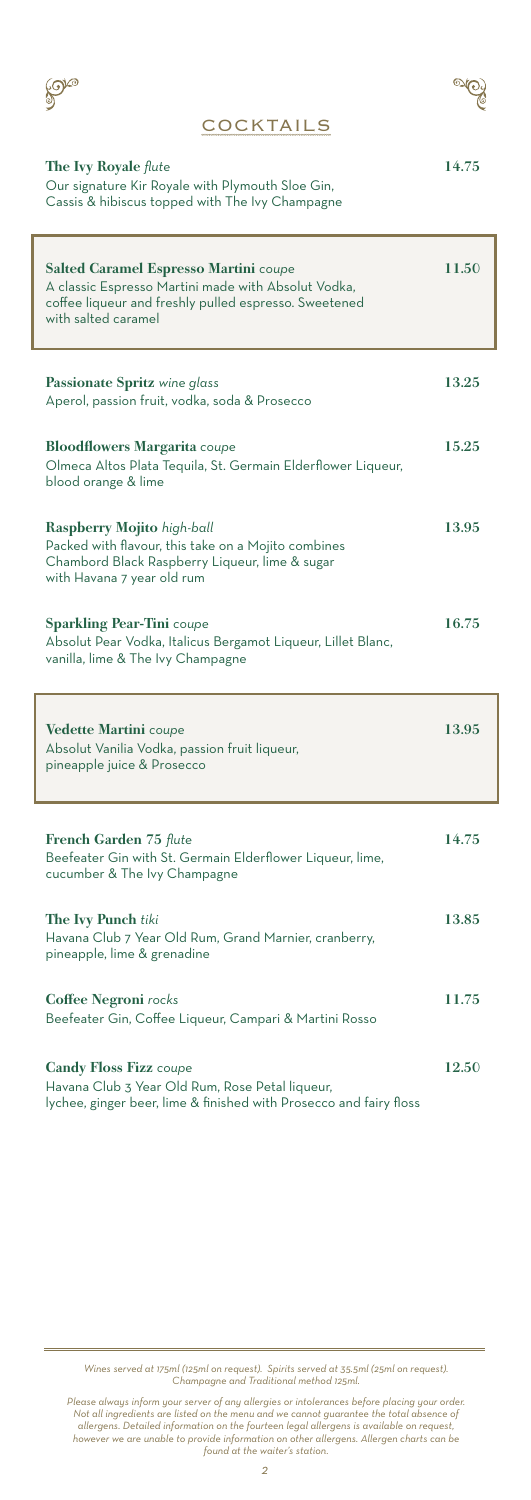# COCKTAILS

**The Ivy Royale** *flute* — **14.75**
Our signature Kir Royale with Plymouth Sloe Gin, Cassis & hibiscus topped with The Ivy Champagne

**Salted Caramel Espresso Martini** *coupe* — **11.50**
A classic Espresso Martini made with Absolut Vodka, coffee liqueur and freshly pulled espresso. Sweetened with salted caramel

**Passionate Spritz** *wine glass* — **13.25**
Aperol, passion fruit, vodka, soda & Prosecco

**Bloodflowers Margarita** *coupe* — **15.25**
Olmeca Altos Plata Tequila, St. Germain Elderflower Liqueur, blood orange & lime

**Raspberry Mojito** *high-ball* — **13.95**
Packed with flavour, this take on a Mojito combines Chambord Black Raspberry Liqueur, lime & sugar with Havana 7 year old rum

**Sparkling Pear-Tini** *coupe* — **16.75**
Absolut Pear Vodka, Italicus Bergamot Liqueur, Lillet Blanc, vanilla, lime & The Ivy Champagne

**Vedette Martini** *coupe* — **13.95**
Absolut Vanilia Vodka, passion fruit liqueur, pineapple juice & Prosecco

**French Garden 75** *flute* — **14.75**
Beefeater Gin with St. Germain Elderflower Liqueur, lime, cucumber & The Ivy Champagne

**The Ivy Punch** *tiki* — **13.85**
Havana Club 7 Year Old Rum, Grand Marnier, cranberry, pineapple, lime & grenadine

**Coffee Negroni** *rocks* — **11.75**
Beefeater Gin, Coffee Liqueur, Campari & Martini Rosso

**Candy Floss Fizz** *coupe* — **12.50**
Havana Club 3 Year Old Rum, Rose Petal liqueur, lychee, ginger beer, lime & finished with Prosecco and fairy floss

*Wines served at 175ml (125ml on request). Spirits served at 35.5ml (25ml on request). Champagne and Traditional method 125ml.*

*Please always inform your server of any allergies or intolerances before placing your order. Not all ingredients are listed on the menu and we cannot guarantee the total absence of allergens. Detailed information on the fourteen legal allergens is available on request, however we are unable to provide information on other allergens. Allergen charts can be found at the waiter's station.*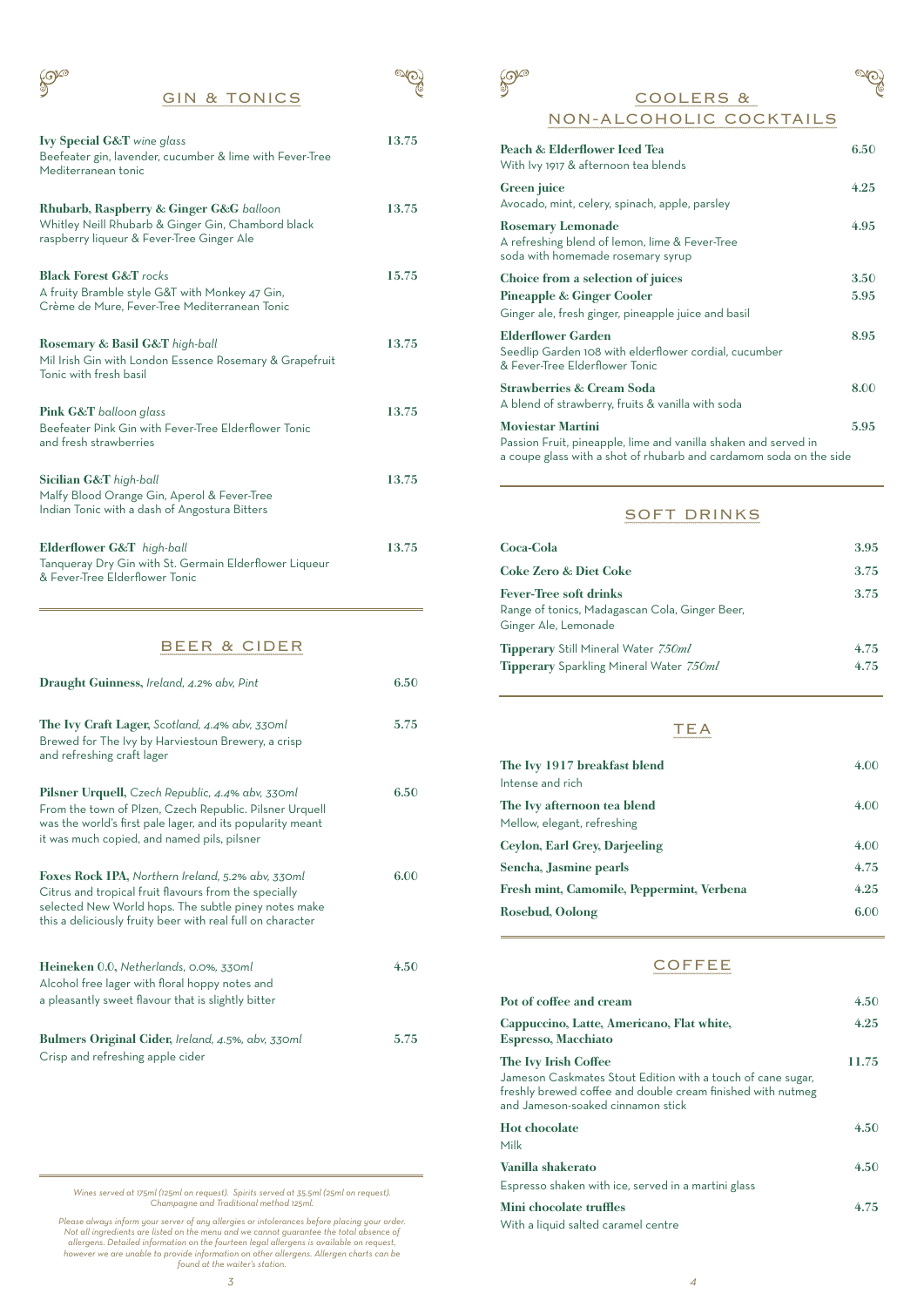## GIN & TONICS

**Ivy Special G&T** *wine glass* — 13.75
Beefeater gin, lavender, cucumber & lime with Fever-Tree Mediterranean tonic

**Rhubarb, Raspberry & Ginger G&G** *balloon* — 13.75
Whitley Neill Rhubarb & Ginger Gin, Chambord black raspberry liqueur & Fever-Tree Ginger Ale

**Black Forest G&T** *rocks* — 15.75
A fruity Bramble style G&T with Monkey 47 Gin, Crème de Mure, Fever-Tree Mediterranean Tonic

**Rosemary & Basil G&T** *high-ball* — 13.75
Mil Irish Gin with London Essence Rosemary & Grapefruit Tonic with fresh basil

**Pink G&T** *balloon glass* — 13.75
Beefeater Pink Gin with Fever-Tree Elderflower Tonic and fresh strawberries

**Sicilian G&T** *high-ball* — 13.75
Malfy Blood Orange Gin, Aperol & Fever-Tree Indian Tonic with a dash of Angostura Bitters

**Elderflower G&T** *high-ball* — 13.75
Tanqueray Dry Gin with St. Germain Elderflower Liqueur & Fever-Tree Elderflower Tonic

## BEER & CIDER

**Draught Guinness,** *Ireland, 4.2% abv, Pint* — 6.50

**The Ivy Craft Lager,** *Scotland, 4.4% abv, 330ml* — 5.75
Brewed for The Ivy by Harviestoun Brewery, a crisp and refreshing craft lager

**Pilsner Urquell,** *Czech Republic, 4.4% abv, 330ml* — 6.50
From the town of Plzen, Czech Republic. Pilsner Urquell was the world's first pale lager, and its popularity meant it was much copied, and named pils, pilsner

**Foxes Rock IPA,** *Northern Ireland, 5.2% abv, 330ml* — 6.00
Citrus and tropical fruit flavours from the specially selected New World hops. The subtle piney notes make this a deliciously fruity beer with real full on character

**Heineken 0.0,** *Netherlands, 0.0%, 330ml* — 4.50
Alcohol free lager with floral hoppy notes and a pleasantly sweet flavour that is slightly bitter

**Bulmers Original Cider,** *Ireland, 4.5%, abv, 330ml* — 5.75
Crisp and refreshing apple cider

*Wines served at 175ml (125ml on request). Spirits served at 35.5ml (25ml on request). Champagne and Traditional method 125ml.*

*Please always inform your server of any allergies or intolerances before placing your order. Not all ingredients are listed on the menu and we cannot guarantee the total absence of allergens. Detailed information on the fourteen legal allergens is available on request, however we are unable to provide information on other allergens. Allergen charts can be found at the waiter's station.*

## COOLERS & NON-ALCOHOLIC COCKTAILS

**Peach & Elderflower Iced Tea** — 6.50
With Ivy 1917 & afternoon tea blends

**Green juice** — 4.25
Avocado, mint, celery, spinach, apple, parsley

**Rosemary Lemonade** — 4.95
A refreshing blend of lemon, lime & Fever-Tree soda with homemade rosemary syrup

**Choice from a selection of juices** — 3.50

**Pineapple & Ginger Cooler** — 5.95
Ginger ale, fresh ginger, pineapple juice and basil

**Elderflower Garden** — 8.95
Seedlip Garden 108 with elderflower cordial, cucumber & Fever-Tree Elderflower Tonic

**Strawberries & Cream Soda** — 8.00
A blend of strawberry, fruits & vanilla with soda

**Moviestar Martini** — 5.95
Passion Fruit, pineapple, lime and vanilla shaken and served in a coupe glass with a shot of rhubarb and cardamom soda on the side

## SOFT DRINKS

**Coca-Cola** — 3.95

**Coke Zero & Diet Coke** — 3.75

**Fever-Tree soft drinks** — 3.75
Range of tonics, Madagascan Cola, Ginger Beer, Ginger Ale, Lemonade

**Tipperary** Still Mineral Water *750ml* — 4.75

**Tipperary** Sparkling Mineral Water *750ml* — 4.75

## TEA

**The Ivy 1917 breakfast blend** — 4.00
Intense and rich

**The Ivy afternoon tea blend** — 4.00
Mellow, elegant, refreshing

**Ceylon, Earl Grey, Darjeeling** — 4.00

**Sencha, Jasmine pearls** — 4.75

**Fresh mint, Camomile, Peppermint, Verbena** — 4.25

**Rosebud, Oolong** — 6.00

## COFFEE

**Pot of coffee and cream** — 4.50

**Cappuccino, Latte, Americano, Flat white, Espresso, Macchiato** — 4.25

**The Ivy Irish Coffee** — 11.75
Jameson Caskmates Stout Edition with a touch of cane sugar, freshly brewed coffee and double cream finished with nutmeg and Jameson-soaked cinnamon stick

**Hot chocolate** — 4.50
Milk

**Vanilla shakerato** — 4.50
Espresso shaken with ice, served in a martini glass

**Mini chocolate truffles** — 4.75
With a liquid salted caramel centre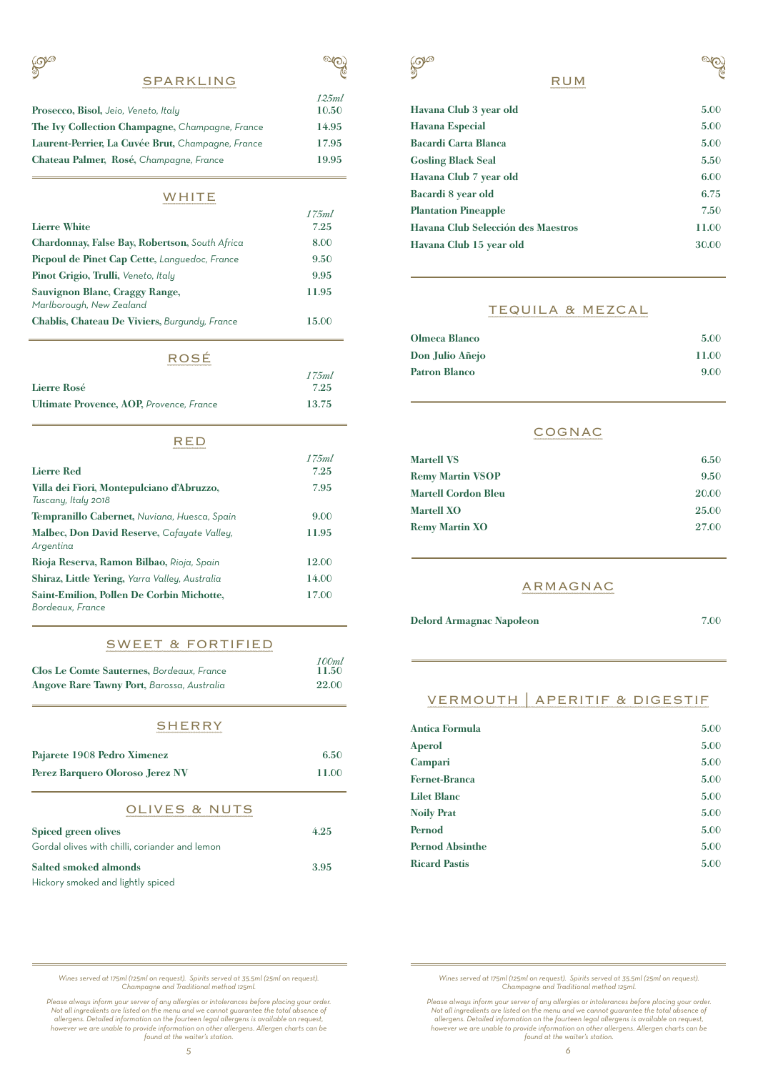## SPARKLING

| | 125ml |
|---|---|
| **Prosecco, Bisol,** *Jeio, Veneto, Italy* | 10.50 |
| **The Ivy Collection Champagne,** *Champagne, France* | 14.95 |
| **Laurent-Perrier, La Cuvée Brut,** *Champagne, France* | 17.95 |
| **Chateau Palmer, Rosé,** *Champagne, France* | 19.95 |

## WHITE

| | 175ml |
|---|---|
| **Lierre White** | 7.25 |
| **Chardonnay, False Bay, Robertson,** *South Africa* | 8.00 |
| **Picpoul de Pinet Cap Cette,** *Languedoc, France* | 9.50 |
| **Pinot Grigio, Trulli,** *Veneto, Italy* | 9.95 |
| **Sauvignon Blanc, Craggy Range,** *Marlborough, New Zealand* | 11.95 |
| **Chablis, Chateau De Viviers,** *Burgundy, France* | 15.00 |

## ROSÉ

| | 175ml |
|---|---|
| **Lierre Rosé** | 7.25 |
| **Ultimate Provence, AOP,** *Provence, France* | 13.75 |

## RED

| | 175ml |
|---|---|
| **Lierre Red** | 7.25 |
| **Villa dei Fiori, Montepulciano d'Abruzzo,** *Tuscany, Italy 2018* | 7.95 |
| **Tempranillo Cabernet,** *Nuviana, Huesca, Spain* | 9.00 |
| **Malbec, Don David Reserve,** *Cafayate Valley, Argentina* | 11.95 |
| **Rioja Reserva, Ramon Bilbao,** *Rioja, Spain* | 12.00 |
| **Shiraz, Little Yering,** *Yarra Valley, Australia* | 14.00 |
| **Saint-Emilion, Pollen De Corbin Michotte,** *Bordeaux, France* | 17.00 |

## SWEET & FORTIFIED

| | 100ml |
|---|---|
| **Clos Le Comte Sauternes,** *Bordeaux, France* | 11.50 |
| **Angove Rare Tawny Port,** *Barossa, Australia* | 22.00 |

## SHERRY

| | |
|---|---|
| **Pajarete 1908 Pedro Ximenez** | 6.50 |
| **Perez Barquero Oloroso Jerez NV** | 11.00 |

## OLIVES & NUTS

**Spiced green olives** 4.25
Gordal olives with chilli, coriander and lemon

**Salted smoked almonds** 3.95
Hickory smoked and lightly spiced

*Wines served at 175ml (125ml on request). Spirits served at 35.5ml (25ml on request). Champagne and Traditional method 125ml.*

*Please always inform your server of any allergies or intolerances before placing your order. Not all ingredients are listed on the menu and we cannot guarantee the total absence of allergens. Detailed information on the fourteen legal allergens is available on request, however we are unable to provide information on other allergens. Allergen charts can be found at the waiter's station.*

## RUM

| | |
|---|---|
| **Havana Club 3 year old** | 5.00 |
| **Havana Especial** | 5.00 |
| **Bacardi Carta Blanca** | 5.00 |
| **Gosling Black Seal** | 5.50 |
| **Havana Club 7 year old** | 6.00 |
| **Bacardi 8 year old** | 6.75 |
| **Plantation Pineapple** | 7.50 |
| **Havana Club Selección des Maestros** | 11.00 |
| **Havana Club 15 year old** | 30.00 |

## TEQUILA & MEZCAL

| | |
|---|---|
| **Olmeca Blanco** | 5.00 |
| **Don Julio Añejo** | 11.00 |
| **Patron Blanco** | 9.00 |

## COGNAC

| | |
|---|---|
| **Martell VS** | 6.50 |
| **Remy Martin VSOP** | 9.50 |
| **Martell Cordon Bleu** | 20.00 |
| **Martell XO** | 25.00 |
| **Remy Martin XO** | 27.00 |

## ARMAGNAC

| | |
|---|---|
| **Delord Armagnac Napoleon** | 7.00 |

## VERMOUTH | APERITIF & DIGESTIF

| | |
|---|---|
| **Antica Formula** | 5.00 |
| **Aperol** | 5.00 |
| **Campari** | 5.00 |
| **Fernet-Branca** | 5.00 |
| **Lilet Blanc** | 5.00 |
| **Noily Prat** | 5.00 |
| **Pernod** | 5.00 |
| **Pernod Absinthe** | 5.00 |
| **Ricard Pastis** | 5.00 |

*Wines served at 175ml (125ml on request). Spirits served at 35.5ml (25ml on request). Champagne and Traditional method 125ml.*

*Please always inform your server of any allergies or intolerances before placing your order. Not all ingredients are listed on the menu and we cannot guarantee the total absence of allergens. Detailed information on the fourteen legal allergens is available on request, however we are unable to provide information on other allergens. Allergen charts can be found at the waiter's station.*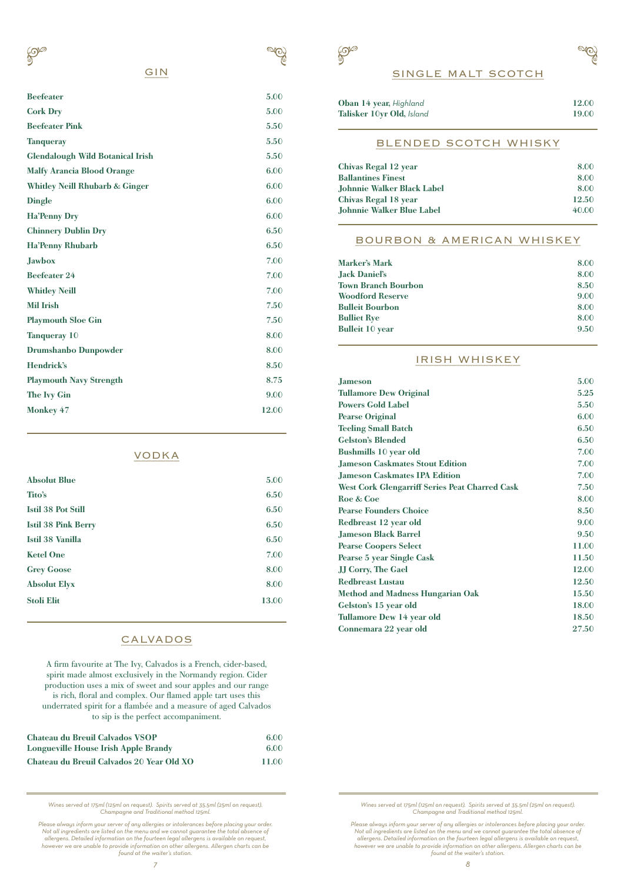## GIN

| | |
|---|---|
| **Beefeater** | 5.00 |
| **Cork Dry** | 5.00 |
| **Beefeater Pink** | 5.50 |
| **Tanqueray** | 5.50 |
| **Glendalough Wild Botanical Irish** | 5.50 |
| **Malfy Arancia Blood Orange** | 6.00 |
| **Whitley Neill Rhubarb & Ginger** | 6.00 |
| **Dingle** | 6.00 |
| **Ha'Penny Dry** | 6.00 |
| **Chinnery Dublin Dry** | 6.50 |
| **Ha'Penny Rhubarb** | 6.50 |
| **Jawbox** | 7.00 |
| **Beefeater 24** | 7.00 |
| **Whitley Neill** | 7.00 |
| **Mil Irish** | 7.50 |
| **Playmouth Sloe Gin** | 7.50 |
| **Tanqueray 10** | 8.00 |
| **Drumshanbo Dunpowder** | 8.00 |
| **Hendrick's** | 8.50 |
| **Playmouth Navy Strength** | 8.75 |
| **The Ivy Gin** | 9.00 |
| **Monkey 47** | 12.00 |

## VODKA

| | |
|---|---|
| **Absolut Blue** | 5.00 |
| **Tito's** | 6.50 |
| **Istil 38 Pot Still** | 6.50 |
| **Istil 38 Pink Berry** | 6.50 |
| **Istil 38 Vanilla** | 6.50 |
| **Ketel One** | 7.00 |
| **Grey Goose** | 8.00 |
| **Absolut Elyx** | 8.00 |
| **Stoli Elit** | 13.00 |

## CALVADOS

A firm favourite at The Ivy, Calvados is a French, cider-based, spirit made almost exclusively in the Normandy region. Cider production uses a mix of sweet and sour apples and our range is rich, floral and complex. Our flamed apple tart uses this underrated spirit for a flambée and a measure of aged Calvados to sip is the perfect accompaniment.

| | |
|---|---|
| **Chateau du Breuil Calvados VSOP** | 6.00 |
| **Longueville House Irish Apple Brandy** | 6.00 |
| **Chateau du Breuil Calvados 20 Year Old XO** | 11.00 |

*Wines served at 175ml (125ml on request). Spirits served at 35.5ml (25ml on request). Champagne and Traditional method 125ml.*

*Please always inform your server of any allergies or intolerances before placing your order. Not all ingredients are listed on the menu and we cannot guarantee the total absence of allergens. Detailed information on the fourteen legal allergens is available on request, however we are unable to provide information on other allergens. Allergen charts can be found at the waiter's station.*

## SINGLE MALT SCOTCH

| | |
|---|---|
| **Oban 14 year**, *Highland* | 12.00 |
| **Talisker 10yr Old**, *Island* | 19.00 |

## BLENDED SCOTCH WHISKY

| | |
|---|---|
| **Chivas Regal 12 year** | 8.00 |
| **Ballantines Finest** | 8.00 |
| **Johnnie Walker Black Label** | 8.00 |
| **Chivas Regal 18 year** | 12.50 |
| **Johnnie Walker Blue Label** | 40.00 |

## BOURBON & AMERICAN WHISKEY

| | |
|---|---|
| **Marker's Mark** | 8.00 |
| **Jack Daniel's** | 8.00 |
| **Town Branch Bourbon** | 8.50 |
| **Woodford Reserve** | 9.00 |
| **Bulleit Bourbon** | 8.00 |
| **Bulliet Rye** | 8.00 |
| **Bulleit 10 year** | 9.50 |

## IRISH WHISKEY

| | |
|---|---|
| **Jameson** | 5.00 |
| **Tullamore Dew Original** | 5.25 |
| **Powers Gold Label** | 5.50 |
| **Pearse Original** | 6.00 |
| **Teeling Small Batch** | 6.50 |
| **Gelston's Blended** | 6.50 |
| **Bushmills 10 year old** | 7.00 |
| **Jameson Caskmates Stout Edition** | 7.00 |
| **Jameson Caskmates IPA Edition** | 7.00 |
| **West Cork Glengarriff Series Peat Charred Cask** | 7.50 |
| **Roe & Coe** | 8.00 |
| **Pearse Founders Choice** | 8.50 |
| **Redbreast 12 year old** | 9.00 |
| **Jameson Black Barrel** | 9.50 |
| **Pearse Coopers Select** | 11.00 |
| **Pearse 5 year Single Cask** | 11.50 |
| **JJ Corry, The Gael** | 12.00 |
| **Redbreast Lustau** | 12.50 |
| **Method and Madness Hungarian Oak** | 15.50 |
| **Gelston's 15 year old** | 18.00 |
| **Tullamore Dew 14 year old** | 18.50 |
| **Connemara 22 year old** | 27.50 |

*Wines served at 175ml (125ml on request). Spirits served at 35.5ml (25ml on request). Champagne and Traditional method 125ml.*

*Please always inform your server of any allergies or intolerances before placing your order. Not all ingredients are listed on the menu and we cannot guarantee the total absence of allergens. Detailed information on the fourteen legal allergens is available on request, however we are unable to provide information on other allergens. Allergen charts can be found at the waiter's station.*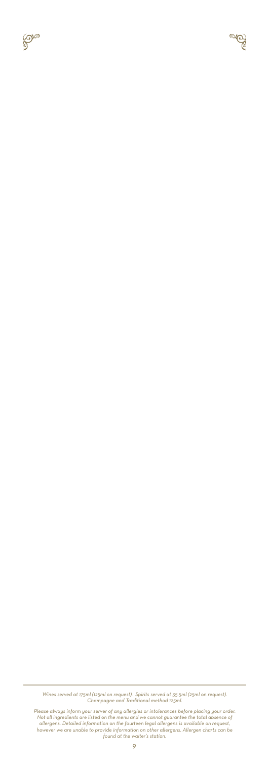*Wines served at 175ml (125ml on request). Spirits served at 35.5ml (25ml on request). Champagne and Traditional method 125ml.*

*Please always inform your server of any allergies or intolerances before placing your order. Not all ingredients are listed on the menu and we cannot guarantee the total absence of allergens. Detailed information on the fourteen legal allergens is available on request, however we are unable to provide information on other allergens. Allergen charts can be found at the waiter's station.*